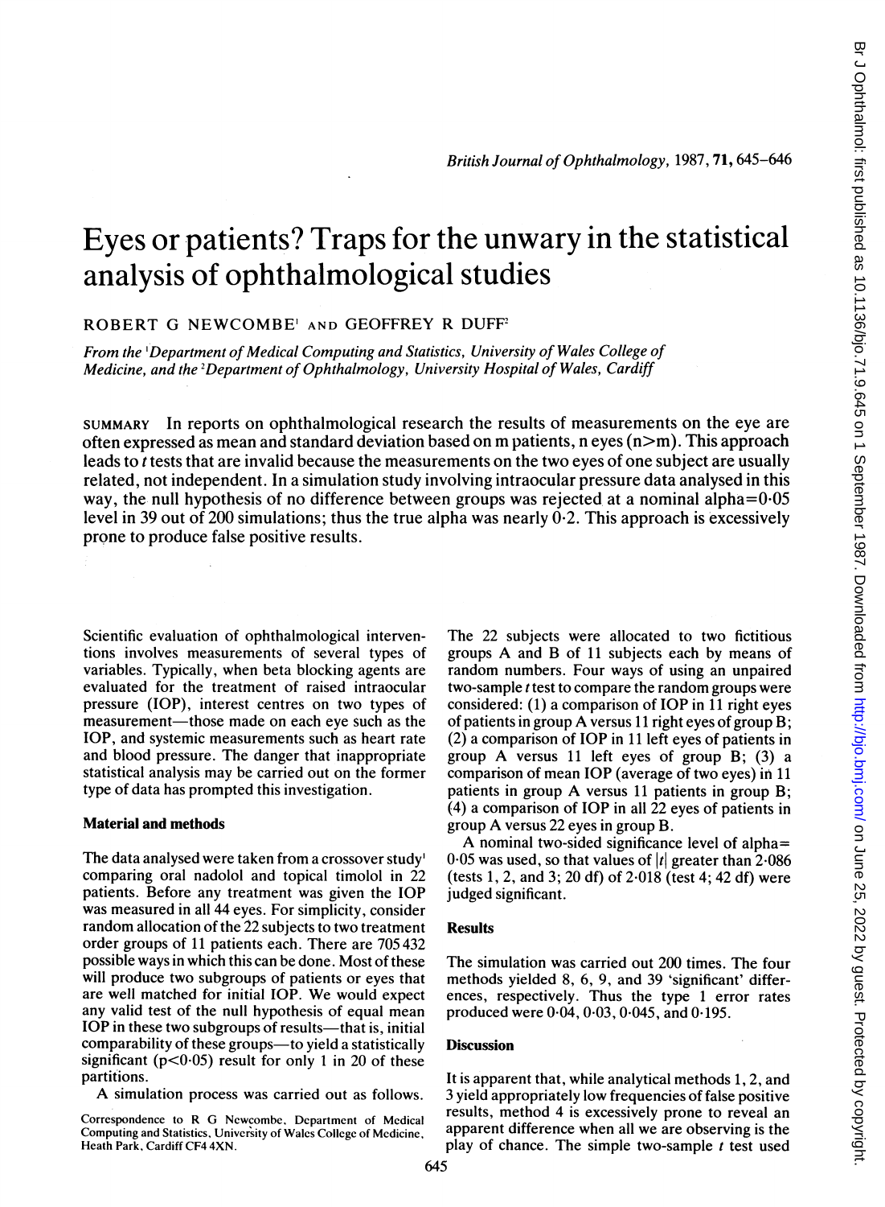# Eyes or patients? Traps for the unwary in the statistical analysis of ophthalmological studies

ROBERT G NEWCOMBE[1] AND GEOFFREY R DUFF[2]

*From the [1]Department of Medical Computing and Statistics, University of Wales College of Medicine, and the [2]Department of Ophthalmology, University Hospital of Wales, Cardiff*

SUMMARY In reports on ophthalmological research the results of measurements on the eye are often expressed as mean and standard deviation based on m patients, n eyes (n>m). This approach leads to *t* tests that are invalid because the measurements on the two eyes of one subject are usually related, not independent. In a simulation study involving intraocular pressure data analysed in this way, the null hypothesis of no difference between groups was rejected at a nominal alpha=0·05 level in 39 out of 200 simulations; thus the true alpha was nearly 0·2. This approach is excessively prone to produce false positive results.

Scientific evaluation of ophthalmological interventions involves measurements of several types of variables. Typically, when beta blocking agents are evaluated for the treatment of raised intraocular pressure (IOP), interest centres on two types of measurement—those made on each eye such as the IOP, and systemic measurements such as heart rate and blood pressure. The danger that inappropriate statistical analysis may be carried out on the former type of data has prompted this investigation.

## Material and methods

The data analysed were taken from a crossover study[1] comparing oral nadolol and topical timolol in 22 patients. Before any treatment was given the IOP was measured in all 44 eyes. For simplicity, consider random allocation of the 22 subjects to two treatment order groups of 11 patients each. There are 705 432 possible ways in which this can be done. Most of these will produce two subgroups of patients or eyes that are well matched for initial IOP. We would expect any valid test of the null hypothesis of equal mean IOP in these two subgroups of results—that is, initial comparability of these groups—to yield a statistically significant (p<0·05) result for only 1 in 20 of these partitions.

A simulation process was carried out as follows. The 22 subjects were allocated to two fictitious groups A and B of 11 subjects each by means of random numbers. Four ways of using an unpaired two-sample *t* test to compare the random groups were considered: (1) a comparison of IOP in 11 right eyes of patients in group A versus 11 right eyes of group B; (2) a comparison of IOP in 11 left eyes of patients in group A versus 11 left eyes of group B; (3) a comparison of mean IOP (average of two eyes) in 11 patients in group A versus 11 patients in group B; (4) a comparison of IOP in all 22 eyes of patients in group A versus 22 eyes in group B.

A nominal two-sided significance level of alpha= 0·05 was used, so that values of $|t|$ greater than 2·086 (tests 1, 2, and 3; 20 df) of 2·018 (test 4; 42 df) were judged significant.

## Results

The simulation was carried out 200 times. The four methods yielded 8, 6, 9, and 39 'significant' differences, respectively. Thus the type 1 error rates produced were 0·04, 0·03, 0·045, and 0·195.

## Discussion

It is apparent that, while analytical methods 1, 2, and 3 yield appropriately low frequencies of false positive results, method 4 is excessively prone to reveal an apparent difference when all we are observing is the play of chance. The simple two-sample *t* test used

Correspondence to R G Newcombe, Department of Medical Computing and Statistics, University of Wales College of Medicine, Heath Park, Cardiff CF4 4XN.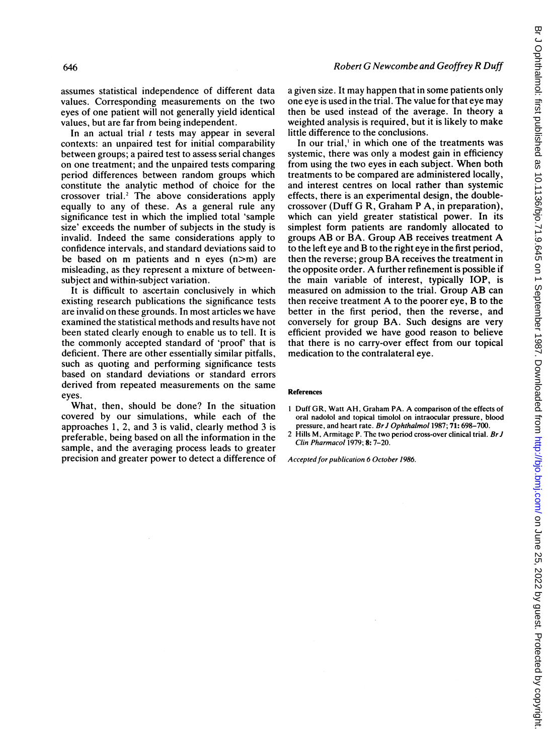assumes statistical independence of different data values. Corresponding measurements on the two eyes of one patient will not generally yield identical values, but are far from being independent.

In an actual trial $t$ tests may appear in several contexts: an unpaired test for initial comparability between groups; a paired test to assess serial changes on one treatment; and the unpaired tests comparing period differences between random groups which constitute the analytic method of choice for the crossover trial.[2] The above considerations apply equally to any of these. As a general rule any significance test in which the implied total 'sample size' exceeds the number of subjects in the study is invalid. Indeed the same considerations apply to confidence intervals, and standard deviations said to be based on m patients and n eyes (n>m) are misleading, as they represent a mixture of between-subject and within-subject variation.

It is difficult to ascertain conclusively in which existing research publications the significance tests are invalid on these grounds. In most articles we have examined the statistical methods and results have not been stated clearly enough to enable us to tell. It is the commonly accepted standard of 'proof' that is deficient. There are other essentially similar pitfalls, such as quoting and performing significance tests based on standard deviations or standard errors derived from repeated measurements on the same eyes.

What, then, should be done? In the situation covered by our simulations, while each of the approaches 1, 2, and 3 is valid, clearly method 3 is preferable, being based on all the information in the sample, and the averaging process leads to greater precision and greater power to detect a difference of a given size. It may happen that in some patients only one eye is used in the trial. The value for that eye may then be used instead of the average. In theory a weighted analysis is required, but it is likely to make little difference to the conclusions.

In our trial,[1] in which one of the treatments was systemic, there was only a modest gain in efficiency from using the two eyes in each subject. When both treatments to be compared are administered locally, and interest centres on local rather than systemic effects, there is an experimental design, the double-crossover (Duff G R, Graham P A, in preparation), which can yield greater statistical power. In its simplest form patients are randomly allocated to groups AB or BA. Group AB receives treatment A to the left eye and B to the right eye in the first period, then the reverse; group BA receives the treatment in the opposite order. A further refinement is possible if the main variable of interest, typically IOP, is measured on admission to the trial. Group AB can then receive treatment A to the poorer eye, B to the better in the first period, then the reverse, and conversely for group BA. Such designs are very efficient provided we have good reason to believe that there is no carry-over effect from our topical medication to the contralateral eye.

#### References

1 Duff GR, Watt AH, Graham PA. A comparison of the effects of oral nadolol and topical timolol on intraocular pressure, blood pressure, and heart rate. *Br J Ophthalmol* 1987; **71:** 698–700.

2 Hills M, Armitage P. The two period cross-over clinical trial. *Br J Clin Pharmacol* 1979; **8:** 7–20.

*Accepted for publication 6 October 1986.*